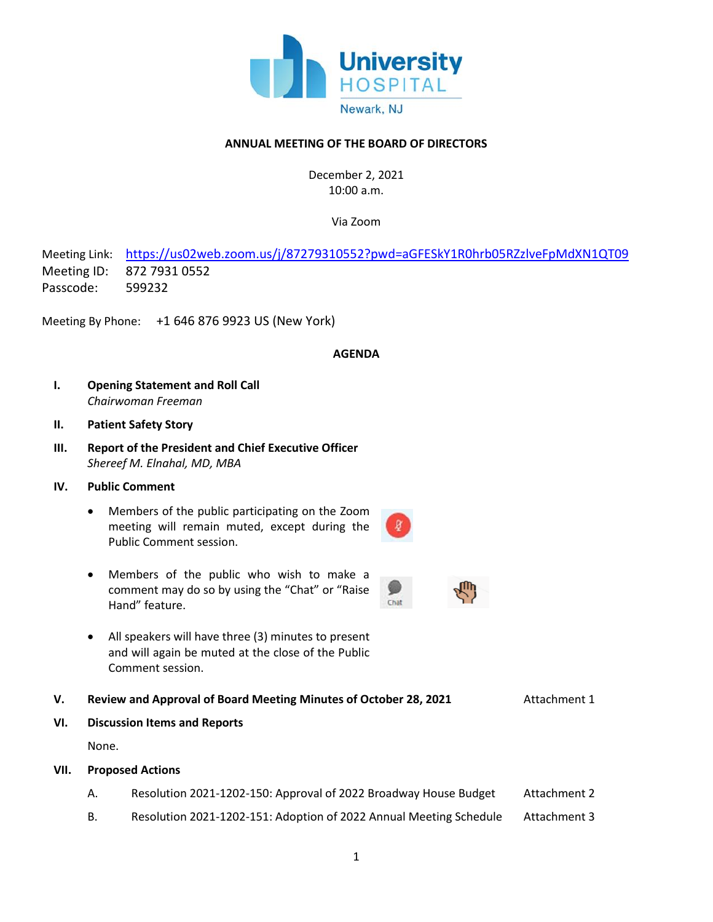University HOSPITAL
Newark, NJ

**ANNUAL MEETING OF THE BOARD OF DIRECTORS**

December 2, 2021
10:00 a.m.

Via Zoom

Meeting Link: https://us02web.zoom.us/j/87279310552?pwd=aGFESkY1R0hrb05RZzlveFpMdXN1QT09
Meeting ID: 872 7931 0552
Passcode: 599232

Meeting By Phone: +1 646 876 9923 US (New York)

**AGENDA**

**I. Opening Statement and Roll Call**
*Chairwoman Freeman*

**II. Patient Safety Story**

**III. Report of the President and Chief Executive Officer**
*Shereef M. Elnahal, MD, MBA*

**IV. Public Comment**

- Members of the public participating on the Zoom meeting will remain muted, except during the Public Comment session.
- Members of the public who wish to make a comment may do so by using the "Chat" or "Raise Hand" feature.
- All speakers will have three (3) minutes to present and will again be muted at the close of the Public Comment session.

**V. Review and Approval of Board Meeting Minutes of October 28, 2021** — Attachment 1

**VI. Discussion Items and Reports**

None.

**VII. Proposed Actions**

A. Resolution 2021-1202-150: Approval of 2022 Broadway House Budget — Attachment 2

B. Resolution 2021-1202-151: Adoption of 2022 Annual Meeting Schedule — Attachment 3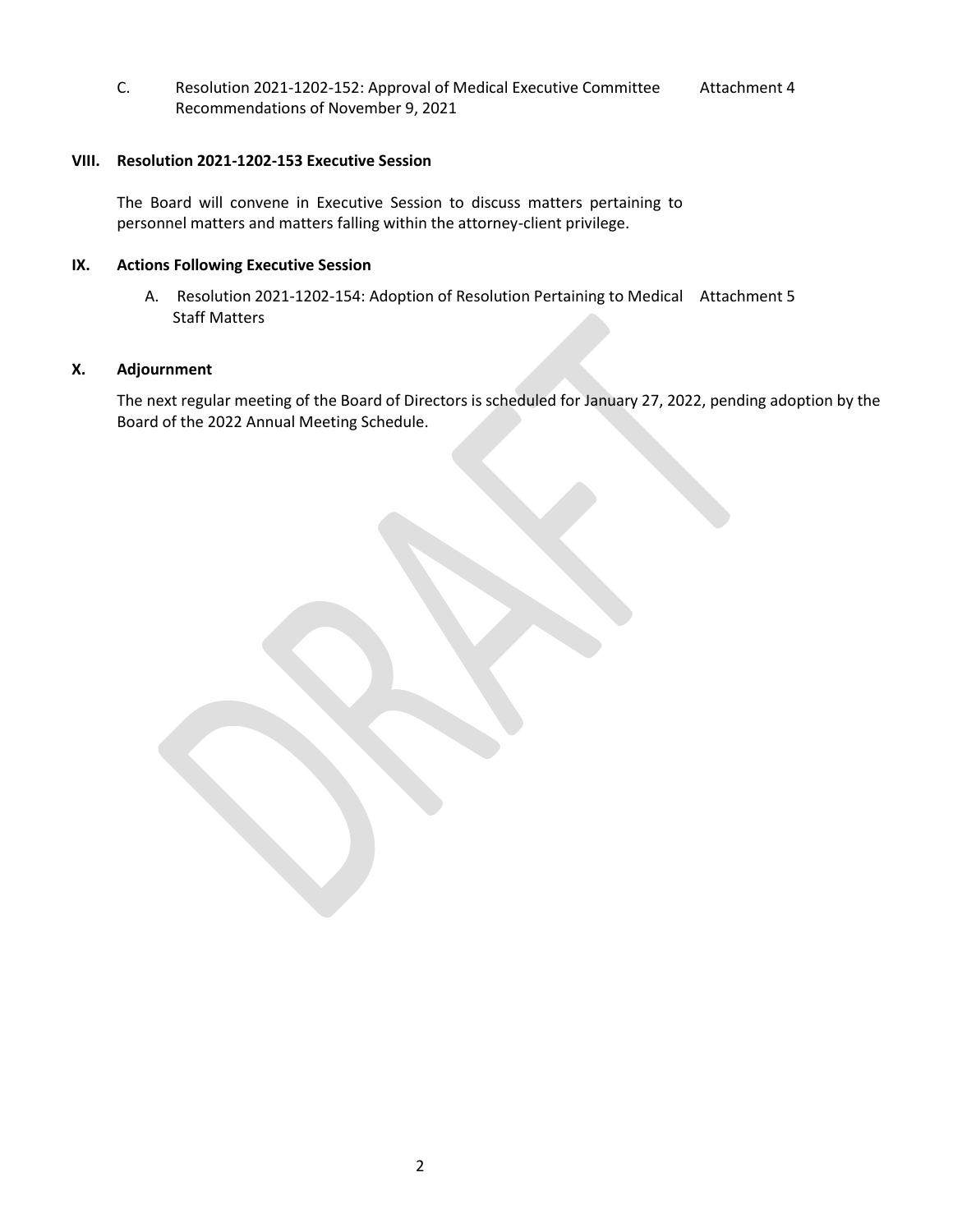C. Resolution 2021-1202-152: Approval of Medical Executive Committee Recommendations of November 9, 2021 — Attachment 4

**VIII. Resolution 2021-1202-153 Executive Session**

The Board will convene in Executive Session to discuss matters pertaining to personnel matters and matters falling within the attorney-client privilege.

**IX. Actions Following Executive Session**

A. Resolution 2021-1202-154: Adoption of Resolution Pertaining to Medical Staff Matters — Attachment 5

**X. Adjournment**

The next regular meeting of the Board of Directors is scheduled for January 27, 2022, pending adoption by the Board of the 2022 Annual Meeting Schedule.

DRAFT